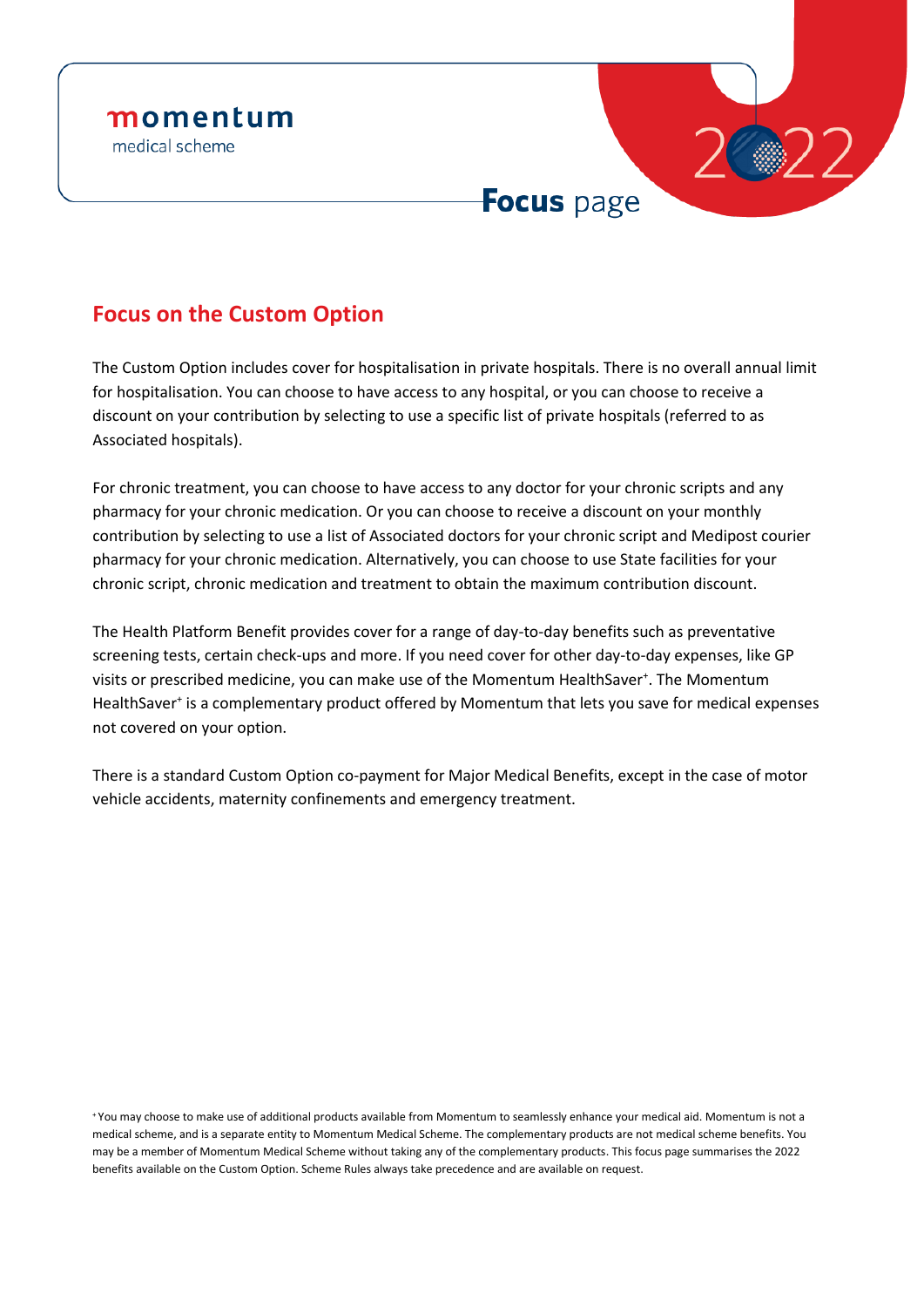momentum
medical scheme

2022

# Focus page

## Focus on the Custom Option

The Custom Option includes cover for hospitalisation in private hospitals. There is no overall annual limit for hospitalisation. You can choose to have access to any hospital, or you can choose to receive a discount on your contribution by selecting to use a specific list of private hospitals (referred to as Associated hospitals).

For chronic treatment, you can choose to have access to any doctor for your chronic scripts and any pharmacy for your chronic medication. Or you can choose to receive a discount on your monthly contribution by selecting to use a list of Associated doctors for your chronic script and Medipost courier pharmacy for your chronic medication. Alternatively, you can choose to use State facilities for your chronic script, chronic medication and treatment to obtain the maximum contribution discount.

The Health Platform Benefit provides cover for a range of day-to-day benefits such as preventative screening tests, certain check-ups and more. If you need cover for other day-to-day expenses, like GP visits or prescribed medicine, you can make use of the Momentum HealthSaver[+]. The Momentum HealthSaver[+] is a complementary product offered by Momentum that lets you save for medical expenses not covered on your option.

There is a standard Custom Option co-payment for Major Medical Benefits, except in the case of motor vehicle accidents, maternity confinements and emergency treatment.

[+] You may choose to make use of additional products available from Momentum to seamlessly enhance your medical aid. Momentum is not a medical scheme, and is a separate entity to Momentum Medical Scheme. The complementary products are not medical scheme benefits. You may be a member of Momentum Medical Scheme without taking any of the complementary products. This focus page summarises the 2022 benefits available on the Custom Option. Scheme Rules always take precedence and are available on request.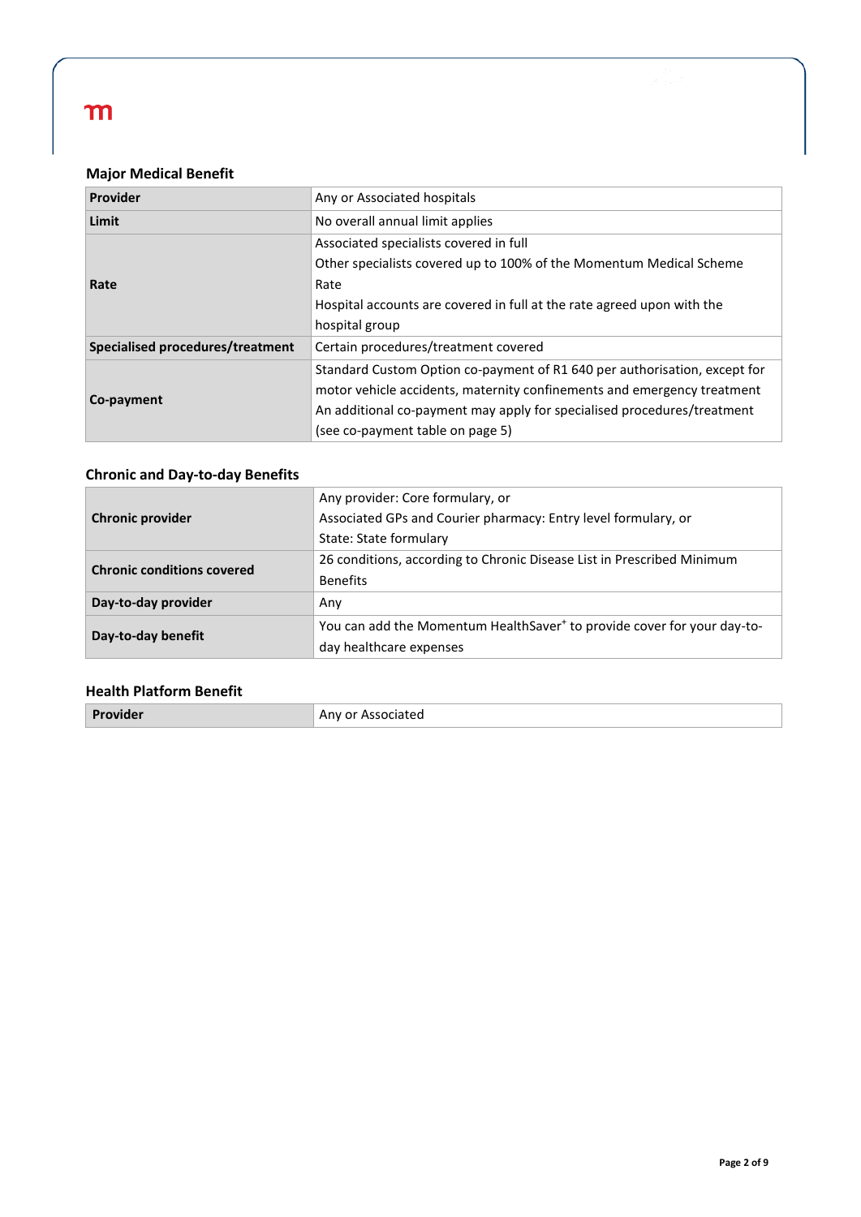## Major Medical Benefit

| Provider | Any or Associated hospitals |
|---|---|
| **Limit** | No overall annual limit applies |
| **Rate** | Associated specialists covered in full<br>Other specialists covered up to 100% of the Momentum Medical Scheme Rate<br>Hospital accounts are covered in full at the rate agreed upon with the hospital group |
| **Specialised procedures/treatment** | Certain procedures/treatment covered |
| **Co-payment** | Standard Custom Option co-payment of R1 640 per authorisation, except for motor vehicle accidents, maternity confinements and emergency treatment<br>An additional co-payment may apply for specialised procedures/treatment (see co-payment table on page 5) |

## Chronic and Day-to-day Benefits

| Chronic provider | Any provider: Core formulary, or<br>Associated GPs and Courier pharmacy: Entry level formulary, or<br>State: State formulary |
|---|---|
| **Chronic conditions covered** | 26 conditions, according to Chronic Disease List in Prescribed Minimum Benefits |
| **Day-to-day provider** | Any |
| **Day-to-day benefit** | You can add the Momentum HealthSaver+ to provide cover for your day-to-day healthcare expenses |

## Health Platform Benefit

| Provider | Any or Associated |
|---|---|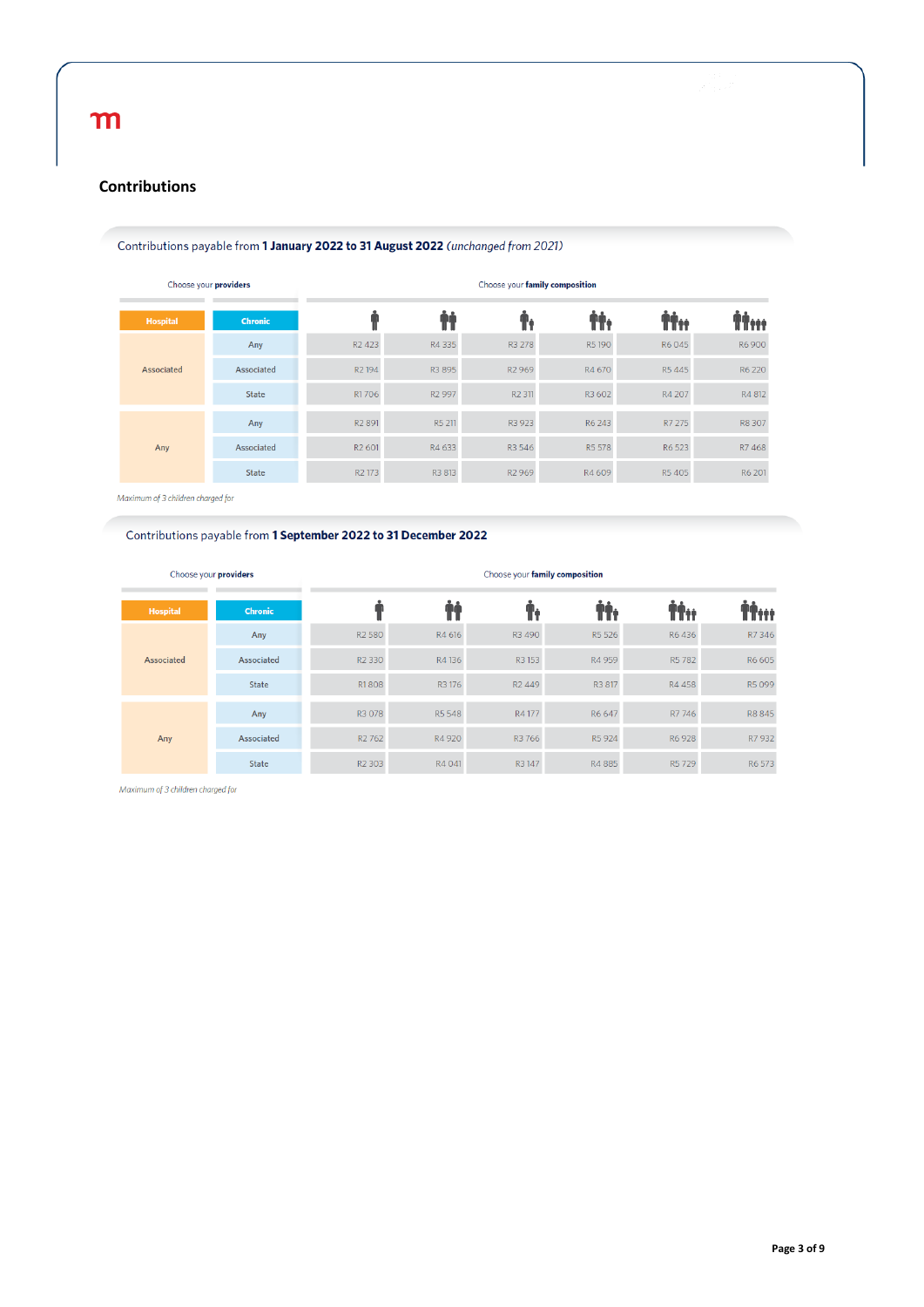## Contributions

Contributions payable from **1 January 2022 to 31 August 2022** *(unchanged from 2021)*

| Choose your **providers** | | Choose your **family composition** | | | | | |
|---|---|---|---|---|---|---|---|
| **Hospital** | **Chronic** | 1 adult | 2 adults | 1 adult + 1 child | 2 adults + 1 child | 2 adults + 2 children | 2 adults + 3 children |
| Associated | Any | R2 423 | R4 335 | R3 278 | R5 190 | R6 045 | R6 900 |
| Associated | Associated | R2 194 | R3 895 | R2 969 | R4 670 | R5 445 | R6 220 |
| Associated | State | R1 706 | R2 997 | R2 311 | R3 602 | R4 207 | R4 812 |
| Any | Any | R2 891 | R5 211 | R3 923 | R6 243 | R7 275 | R8 307 |
| Any | Associated | R2 601 | R4 633 | R3 546 | R5 578 | R6 523 | R7 468 |
| Any | State | R2 173 | R3 813 | R2 969 | R4 609 | R5 405 | R6 201 |

*Maximum of 3 children charged for*

Contributions payable from **1 September 2022 to 31 December 2022**

| Choose your **providers** | | Choose your **family composition** | | | | | |
|---|---|---|---|---|---|---|---|
| **Hospital** | **Chronic** | 1 adult | 2 adults | 1 adult + 1 child | 2 adults + 1 child | 2 adults + 2 children | 2 adults + 3 children |
| Associated | Any | R2 580 | R4 616 | R3 490 | R5 526 | R6 436 | R7 346 |
| Associated | Associated | R2 330 | R4 136 | R3 153 | R4 959 | R5 782 | R6 605 |
| Associated | State | R1 808 | R3 176 | R2 449 | R3 817 | R4 458 | R5 099 |
| Any | Any | R3 078 | R5 548 | R4 177 | R6 647 | R7 746 | R8 845 |
| Any | Associated | R2 762 | R4 920 | R3 766 | R5 924 | R6 928 | R7 932 |
| Any | State | R2 303 | R4 041 | R3 147 | R4 885 | R5 729 | R6 573 |

*Maximum of 3 children charged for*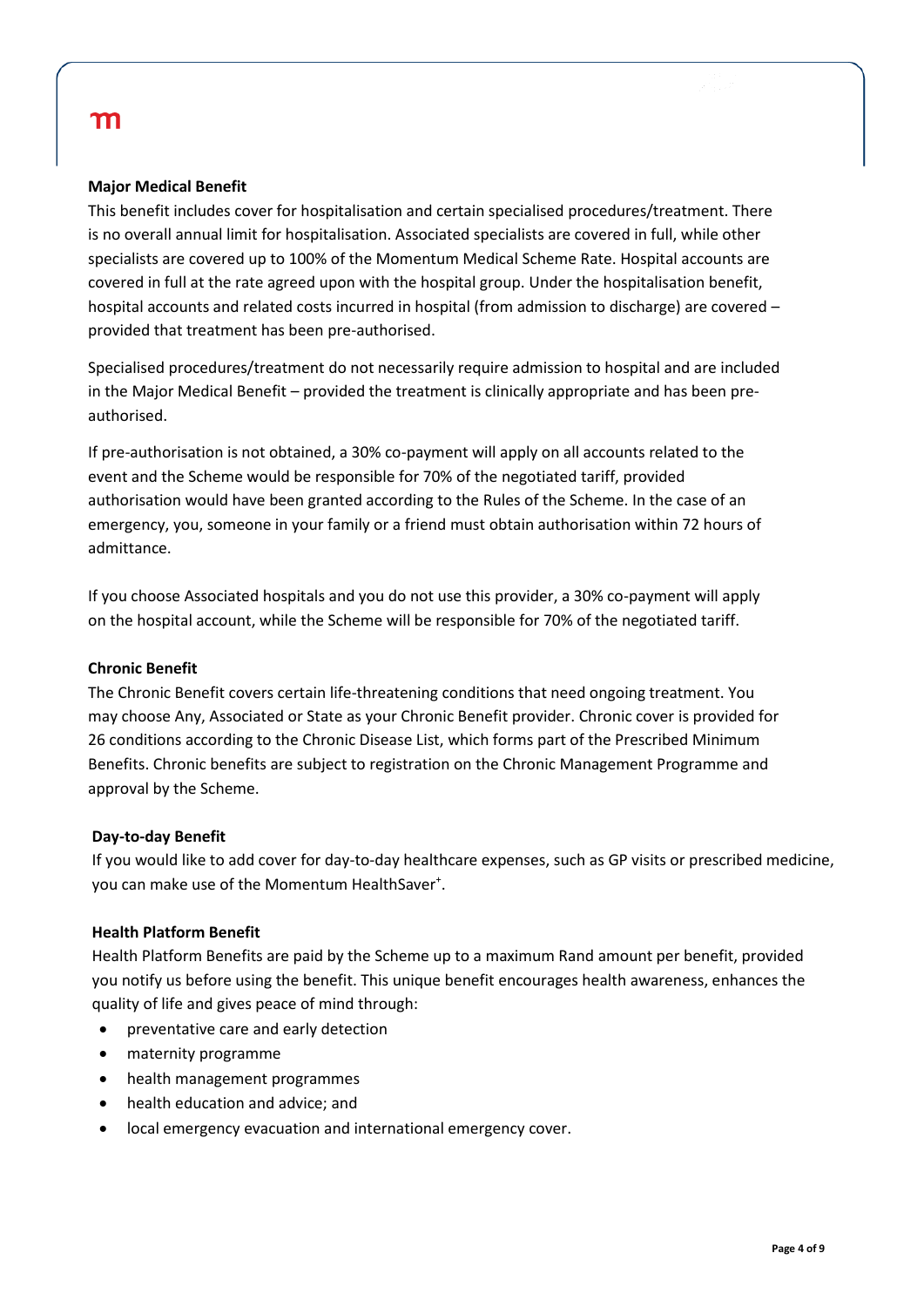**Major Medical Benefit**

This benefit includes cover for hospitalisation and certain specialised procedures/treatment. There is no overall annual limit for hospitalisation. Associated specialists are covered in full, while other specialists are covered up to 100% of the Momentum Medical Scheme Rate. Hospital accounts are covered in full at the rate agreed upon with the hospital group. Under the hospitalisation benefit, hospital accounts and related costs incurred in hospital (from admission to discharge) are covered – provided that treatment has been pre-authorised.

Specialised procedures/treatment do not necessarily require admission to hospital and are included in the Major Medical Benefit – provided the treatment is clinically appropriate and has been pre-authorised.

If pre-authorisation is not obtained, a 30% co-payment will apply on all accounts related to the event and the Scheme would be responsible for 70% of the negotiated tariff, provided authorisation would have been granted according to the Rules of the Scheme. In the case of an emergency, you, someone in your family or a friend must obtain authorisation within 72 hours of admittance.

If you choose Associated hospitals and you do not use this provider, a 30% co-payment will apply on the hospital account, while the Scheme will be responsible for 70% of the negotiated tariff.

**Chronic Benefit**

The Chronic Benefit covers certain life-threatening conditions that need ongoing treatment. You may choose Any, Associated or State as your Chronic Benefit provider. Chronic cover is provided for 26 conditions according to the Chronic Disease List, which forms part of the Prescribed Minimum Benefits. Chronic benefits are subject to registration on the Chronic Management Programme and approval by the Scheme.

**Day-to-day Benefit**

If you would like to add cover for day-to-day healthcare expenses, such as GP visits or prescribed medicine, you can make use of the Momentum HealthSaver[+].

**Health Platform Benefit**

Health Platform Benefits are paid by the Scheme up to a maximum Rand amount per benefit, provided you notify us before using the benefit. This unique benefit encourages health awareness, enhances the quality of life and gives peace of mind through:

- preventative care and early detection
- maternity programme
- health management programmes
- health education and advice; and
- local emergency evacuation and international emergency cover.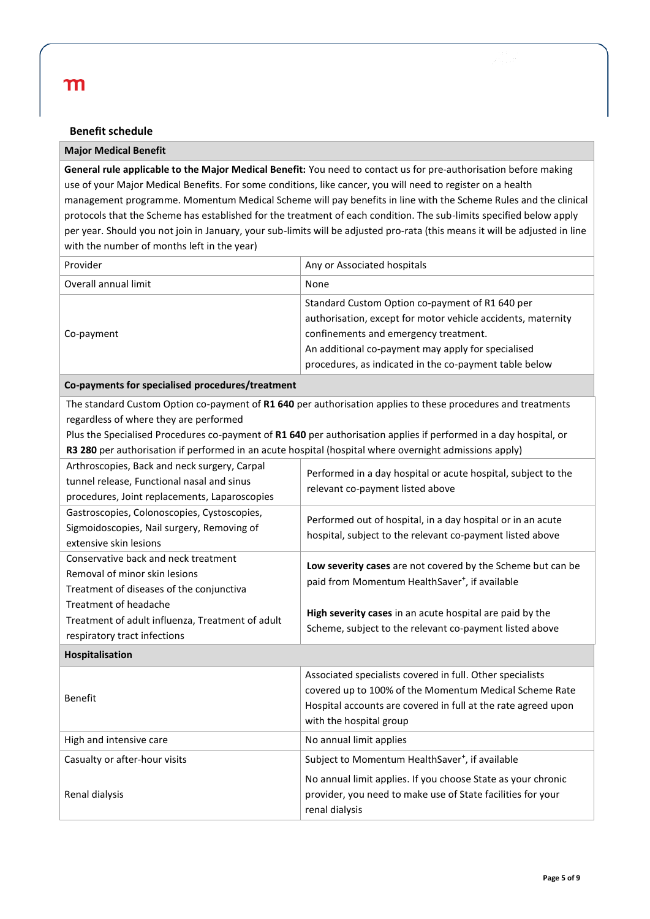## Benefit schedule

| **Major Medical Benefit** | |
|---|---|
| **General rule applicable to the Major Medical Benefit:** You need to contact us for pre-authorisation before making use of your Major Medical Benefits. For some conditions, like cancer, you will need to register on a health management programme. Momentum Medical Scheme will pay benefits in line with the Scheme Rules and the clinical protocols that the Scheme has established for the treatment of each condition. The sub-limits specified below apply per year. Should you not join in January, your sub-limits will be adjusted pro-rata (this means it will be adjusted in line with the number of months left in the year) | |
| Provider | Any or Associated hospitals |
| Overall annual limit | None |
| Co-payment | Standard Custom Option co-payment of R1 640 per authorisation, except for motor vehicle accidents, maternity confinements and emergency treatment.<br>An additional co-payment may apply for specialised procedures, as indicated in the co-payment table below |
| **Co-payments for specialised procedures/treatment** | |
| The standard Custom Option co-payment of **R1 640** per authorisation applies to these procedures and treatments regardless of where they are performed<br>Plus the Specialised Procedures co-payment of **R1 640** per authorisation applies if performed in a day hospital, or **R3 280** per authorisation if performed in an acute hospital (hospital where overnight admissions apply) | |
| Arthroscopies, Back and neck surgery, Carpal tunnel release, Functional nasal and sinus procedures, Joint replacements, Laparoscopies | Performed in a day hospital or acute hospital, subject to the relevant co-payment listed above |
| Gastroscopies, Colonoscopies, Cystoscopies, Sigmoidoscopies, Nail surgery, Removing of extensive skin lesions | Performed out of hospital, in a day hospital or in an acute hospital, subject to the relevant co-payment listed above |
| Conservative back and neck treatment<br>Removal of minor skin lesions<br>Treatment of diseases of the conjunctiva<br>Treatment of headache<br>Treatment of adult influenza, Treatment of adult respiratory tract infections | **Low severity cases** are not covered by the Scheme but can be paid from Momentum HealthSaver⁺, if available<br><br>**High severity cases** in an acute hospital are paid by the Scheme, subject to the relevant co-payment listed above |
| **Hospitalisation** | |
| Benefit | Associated specialists covered in full. Other specialists covered up to 100% of the Momentum Medical Scheme Rate<br>Hospital accounts are covered in full at the rate agreed upon with the hospital group |
| High and intensive care | No annual limit applies |
| Casualty or after-hour visits | Subject to Momentum HealthSaver⁺, if available |
| Renal dialysis | No annual limit applies. If you choose State as your chronic provider, you need to make use of State facilities for your renal dialysis |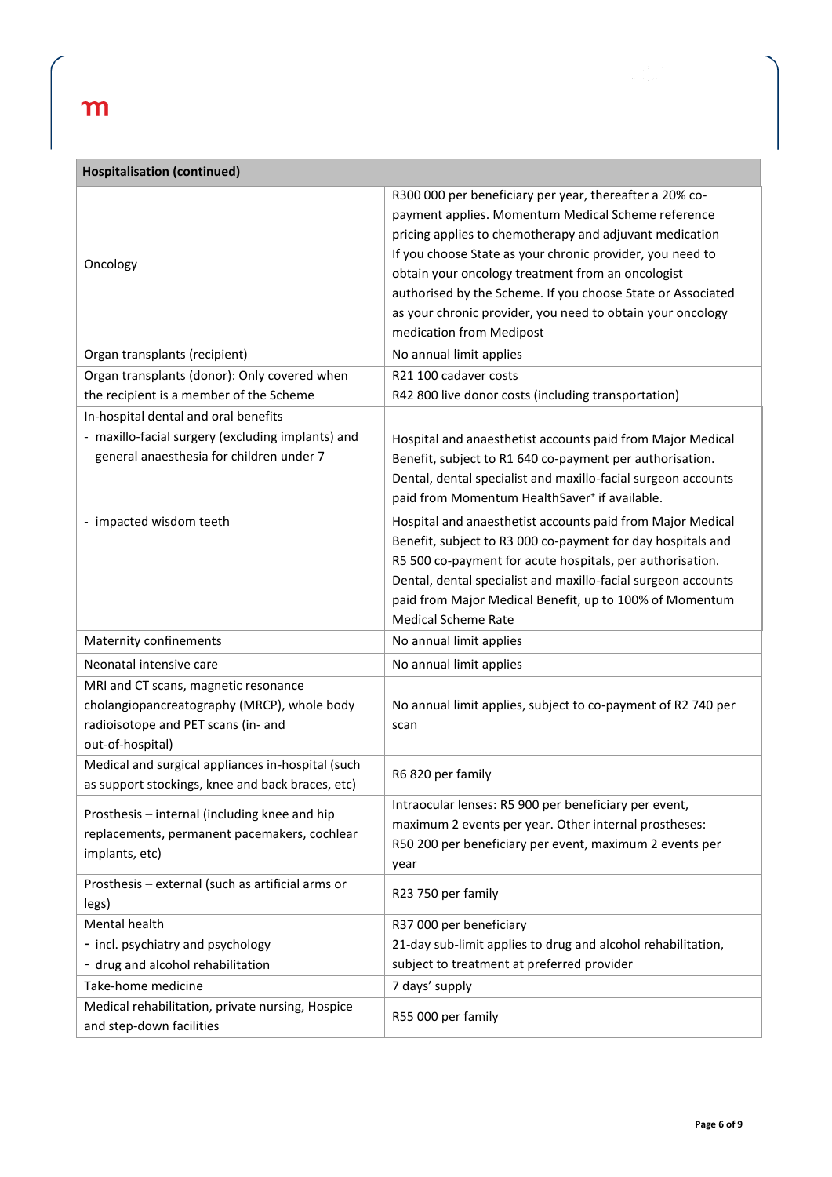| Hospitalisation (continued) | |
|---|---|
| Oncology | R300 000 per beneficiary per year, thereafter a 20% co-payment applies. Momentum Medical Scheme reference pricing applies to chemotherapy and adjuvant medication If you choose State as your chronic provider, you need to obtain your oncology treatment from an oncologist authorised by the Scheme. If you choose State or Associated as your chronic provider, you need to obtain your oncology medication from Medipost |
| Organ transplants (recipient) | No annual limit applies |
| Organ transplants (donor): Only covered when the recipient is a member of the Scheme | R21 100 cadaver costs<br>R42 800 live donor costs (including transportation) |
| In-hospital dental and oral benefits<br>- maxillo-facial surgery (excluding implants) and general anaesthesia for children under 7 | Hospital and anaesthetist accounts paid from Major Medical Benefit, subject to R1 640 co-payment per authorisation. Dental, dental specialist and maxillo-facial surgeon accounts paid from Momentum HealthSaver+ if available. |
| - impacted wisdom teeth | Hospital and anaesthetist accounts paid from Major Medical Benefit, subject to R3 000 co-payment for day hospitals and R5 500 co-payment for acute hospitals, per authorisation. Dental, dental specialist and maxillo-facial surgeon accounts paid from Major Medical Benefit, up to 100% of Momentum Medical Scheme Rate |
| Maternity confinements | No annual limit applies |
| Neonatal intensive care | No annual limit applies |
| MRI and CT scans, magnetic resonance cholangiopancreatography (MRCP), whole body radioisotope and PET scans (in- and out-of-hospital) | No annual limit applies, subject to co-payment of R2 740 per scan |
| Medical and surgical appliances in-hospital (such as support stockings, knee and back braces, etc) | R6 820 per family |
| Prosthesis – internal (including knee and hip replacements, permanent pacemakers, cochlear implants, etc) | Intraocular lenses: R5 900 per beneficiary per event, maximum 2 events per year. Other internal prostheses: R50 200 per beneficiary per event, maximum 2 events per year |
| Prosthesis – external (such as artificial arms or legs) | R23 750 per family |
| Mental health<br>- incl. psychiatry and psychology<br>- drug and alcohol rehabilitation | R37 000 per beneficiary<br>21-day sub-limit applies to drug and alcohol rehabilitation, subject to treatment at preferred provider |
| Take-home medicine | 7 days' supply |
| Medical rehabilitation, private nursing, Hospice and step-down facilities | R55 000 per family |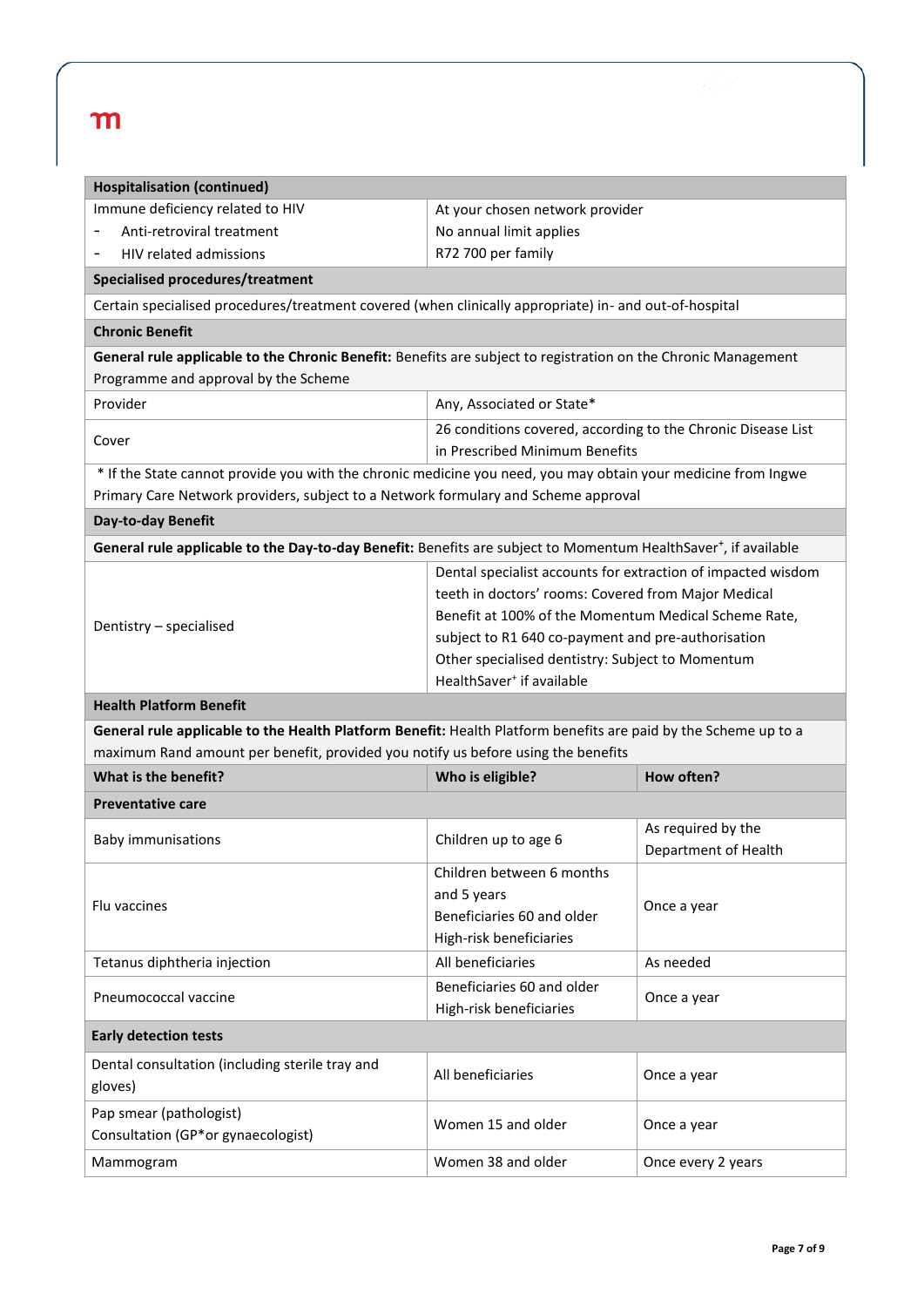| Hospitalisation (continued) | | |
|---|---|---|
| Immune deficiency related to HIV<br>- Anti-retroviral treatment<br>- HIV related admissions | At your chosen network provider<br>No annual limit applies<br>R72 700 per family | |
| **Specialised procedures/treatment** | | |
| Certain specialised procedures/treatment covered (when clinically appropriate) in- and out-of-hospital | | |
| **Chronic Benefit** | | |
| **General rule applicable to the Chronic Benefit:** Benefits are subject to registration on the Chronic Management Programme and approval by the Scheme | | |
| Provider | Any, Associated or State* | |
| Cover | 26 conditions covered, according to the Chronic Disease List in Prescribed Minimum Benefits | |
| * If the State cannot provide you with the chronic medicine you need, you may obtain your medicine from Ingwe Primary Care Network providers, subject to a Network formulary and Scheme approval | | |
| **Day-to-day Benefit** | | |
| **General rule applicable to the Day-to-day Benefit:** Benefits are subject to Momentum HealthSaver+, if available | | |
| Dentistry – specialised | Dental specialist accounts for extraction of impacted wisdom teeth in doctors' rooms: Covered from Major Medical Benefit at 100% of the Momentum Medical Scheme Rate, subject to R1 640 co-payment and pre-authorisation<br>Other specialised dentistry: Subject to Momentum HealthSaver+ if available | |
| **Health Platform Benefit** | | |
| **General rule applicable to the Health Platform Benefit:** Health Platform benefits are paid by the Scheme up to a maximum Rand amount per benefit, provided you notify us before using the benefits | | |
| **What is the benefit?** | **Who is eligible?** | **How often?** |
| **Preventative care** | | |
| Baby immunisations | Children up to age 6 | As required by the Department of Health |
| Flu vaccines | Children between 6 months and 5 years<br>Beneficiaries 60 and older<br>High-risk beneficiaries | Once a year |
| Tetanus diphtheria injection | All beneficiaries | As needed |
| Pneumococcal vaccine | Beneficiaries 60 and older<br>High-risk beneficiaries | Once a year |
| **Early detection tests** | | |
| Dental consultation (including sterile tray and gloves) | All beneficiaries | Once a year |
| Pap smear (pathologist)<br>Consultation (GP* or gynaecologist) | Women 15 and older | Once a year |
| Mammogram | Women 38 and older | Once every 2 years |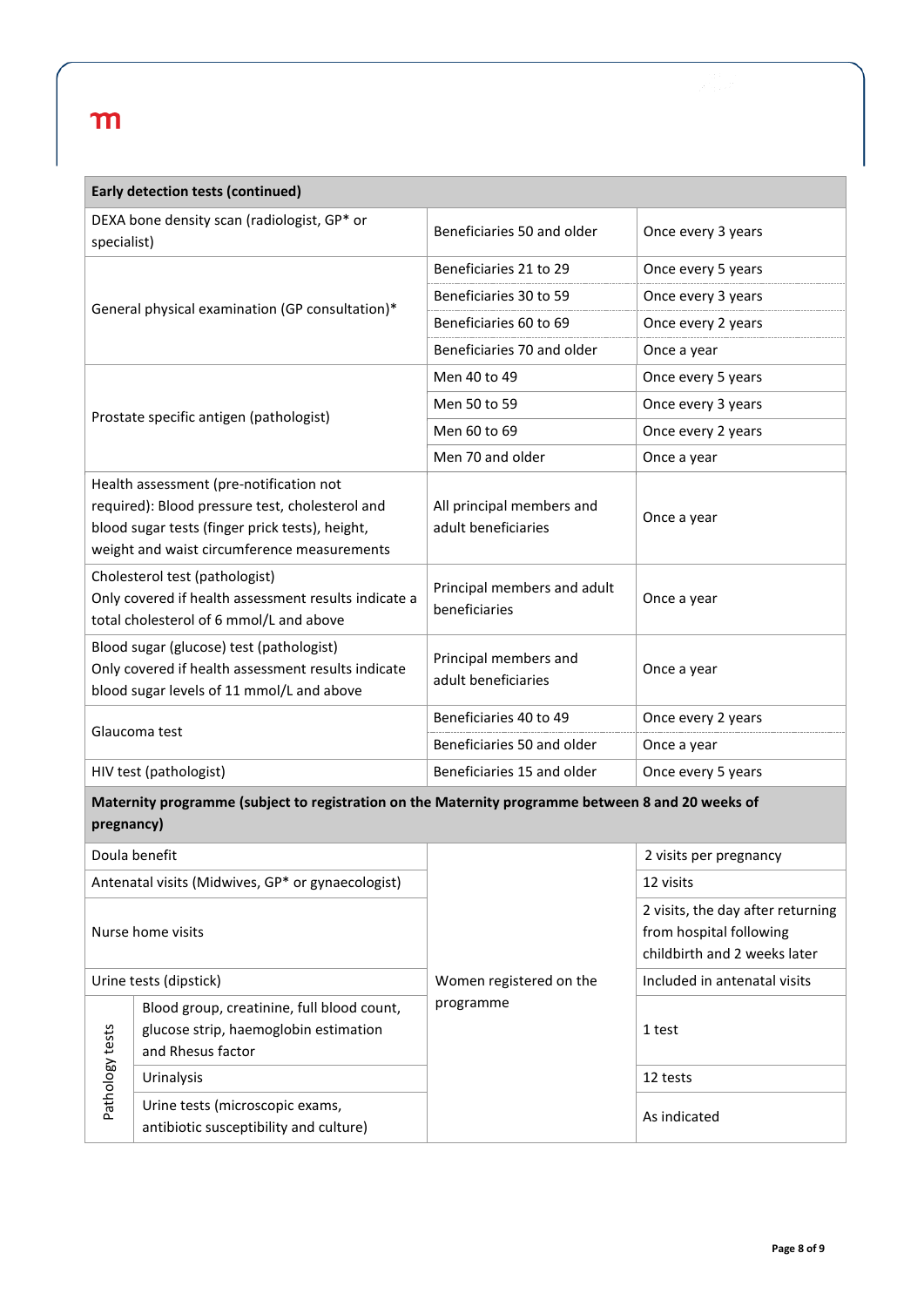| Early detection tests (continued) | | |
|---|---|---|
| DEXA bone density scan (radiologist, GP* or specialist) | Beneficiaries 50 and older | Once every 3 years |
| General physical examination (GP consultation)* | Beneficiaries 21 to 29 | Once every 5 years |
| | Beneficiaries 30 to 59 | Once every 3 years |
| | Beneficiaries 60 to 69 | Once every 2 years |
| | Beneficiaries 70 and older | Once a year |
| Prostate specific antigen (pathologist) | Men 40 to 49 | Once every 5 years |
| | Men 50 to 59 | Once every 3 years |
| | Men 60 to 69 | Once every 2 years |
| | Men 70 and older | Once a year |
| Health assessment (pre-notification not required): Blood pressure test, cholesterol and blood sugar tests (finger prick tests), height, weight and waist circumference measurements | All principal members and adult beneficiaries | Once a year |
| Cholesterol test (pathologist) Only covered if health assessment results indicate a total cholesterol of 6 mmol/L and above | Principal members and adult beneficiaries | Once a year |
| Blood sugar (glucose) test (pathologist) Only covered if health assessment results indicate blood sugar levels of 11 mmol/L and above | Principal members and adult beneficiaries | Once a year |
| Glaucoma test | Beneficiaries 40 to 49 | Once every 2 years |
| | Beneficiaries 50 and older | Once a year |
| HIV test (pathologist) | Beneficiaries 15 and older | Once every 5 years |
| **Maternity programme (subject to registration on the Maternity programme between 8 and 20 weeks of pregnancy)** | | |
| Doula benefit | Women registered on the programme | 2 visits per pregnancy |
| Antenatal visits (Midwives, GP* or gynaecologist) | | 12 visits |
| Nurse home visits | | 2 visits, the day after returning from hospital following childbirth and 2 weeks later |
| Urine tests (dipstick) | | Included in antenatal visits |
| Pathology tests: Blood group, creatinine, full blood count, glucose strip, haemoglobin estimation and Rhesus factor | | 1 test |
| Pathology tests: Urinalysis | | 12 tests |
| Pathology tests: Urine tests (microscopic exams, antibiotic susceptibility and culture) | | As indicated |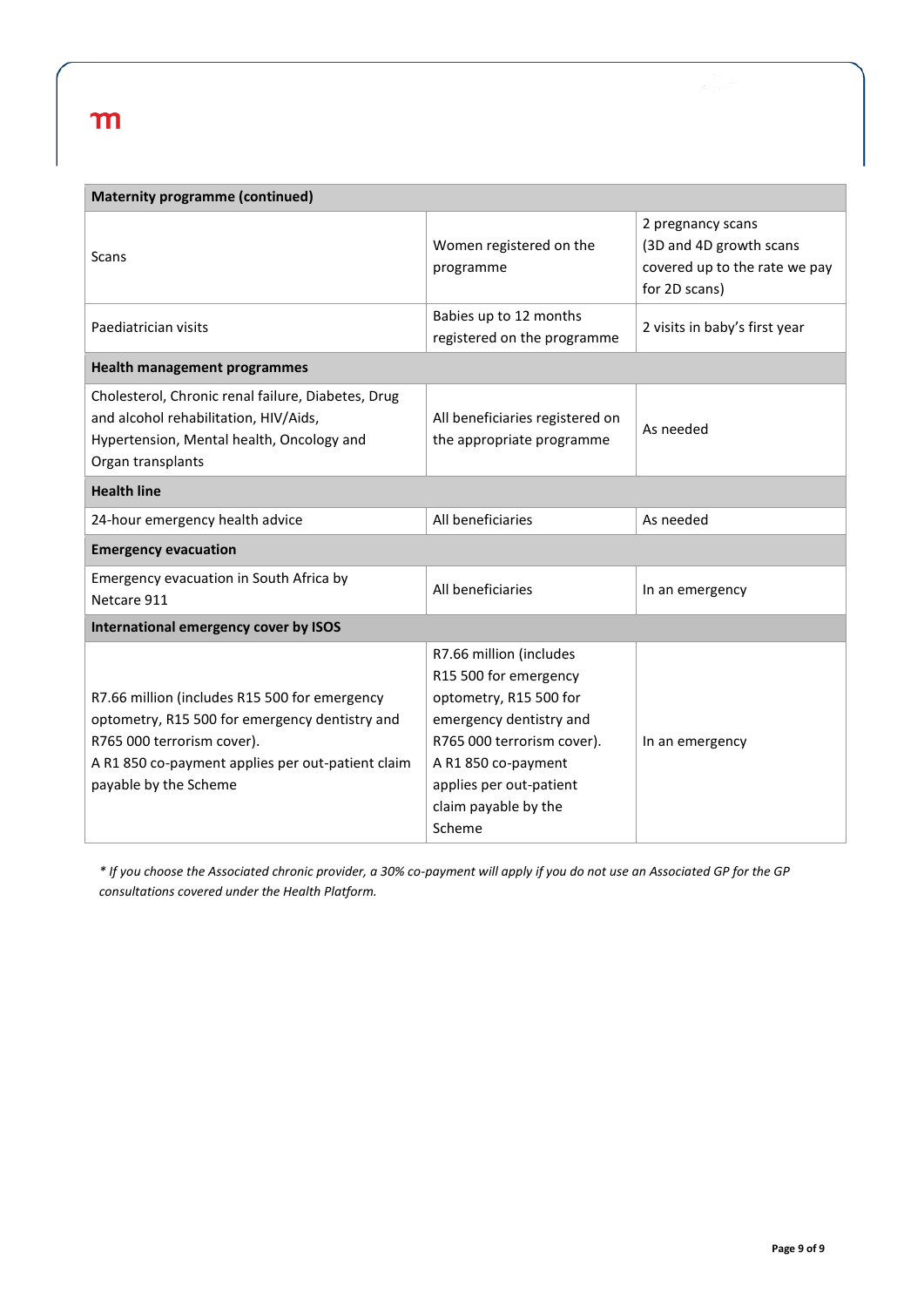| Maternity programme (continued) | | |
|---|---|---|
| Scans | Women registered on the programme | 2 pregnancy scans (3D and 4D growth scans covered up to the rate we pay for 2D scans) |
| Paediatrician visits | Babies up to 12 months registered on the programme | 2 visits in baby's first year |
| **Health management programmes** | | |
| Cholesterol, Chronic renal failure, Diabetes, Drug and alcohol rehabilitation, HIV/Aids, Hypertension, Mental health, Oncology and Organ transplants | All beneficiaries registered on the appropriate programme | As needed |
| **Health line** | | |
| 24-hour emergency health advice | All beneficiaries | As needed |
| **Emergency evacuation** | | |
| Emergency evacuation in South Africa by Netcare 911 | All beneficiaries | In an emergency |
| **International emergency cover by ISOS** | | |
| R7.66 million (includes R15 500 for emergency optometry, R15 500 for emergency dentistry and R765 000 terrorism cover). A R1 850 co-payment applies per out-patient claim payable by the Scheme | R7.66 million (includes R15 500 for emergency optometry, R15 500 for emergency dentistry and R765 000 terrorism cover). A R1 850 co-payment applies per out-patient claim payable by the Scheme | In an emergency |

*\* If you choose the Associated chronic provider, a 30% co-payment will apply if you do not use an Associated GP for the GP consultations covered under the Health Platform.*